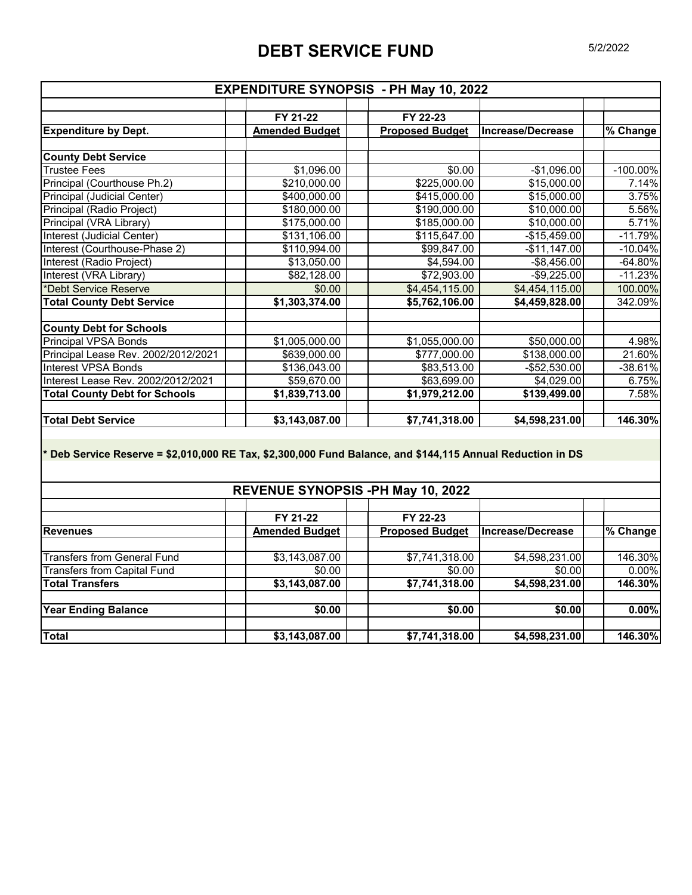# DEBT SERVICE FUND

5/2/2022

| EXPENDITURE SYNOPSIS - PH May 10, 2022 | | | | |
|---|---|---|---|---|
| | FY 21-22 | FY 22-23 | | |
| **Expenditure by Dept.** | **Amended Budget** | **Proposed Budget** | **Increase/Decrease** | **% Change** |
| **County Debt Service** | | | | |
| Trustee Fees | $1,096.00 | $0.00 | -$1,096.00 | -100.00% |
| Principal (Courthouse Ph.2) | $210,000.00 | $225,000.00 | $15,000.00 | 7.14% |
| Principal (Judicial Center) | $400,000.00 | $415,000.00 | $15,000.00 | 3.75% |
| Principal (Radio Project) | $180,000.00 | $190,000.00 | $10,000.00 | 5.56% |
| Principal (VRA Library) | $175,000.00 | $185,000.00 | $10,000.00 | 5.71% |
| Interest (Judicial Center) | $131,106.00 | $115,647.00 | -$15,459.00 | -11.79% |
| Interest (Courthouse-Phase 2) | $110,994.00 | $99,847.00 | -$11,147.00 | -10.04% |
| Interest (Radio Project) | $13,050.00 | $4,594.00 | -$8,456.00 | -64.80% |
| Interest (VRA Library) | $82,128.00 | $72,903.00 | -$9,225.00 | -11.23% |
| *Debt Service Reserve | $0.00 | $4,454,115.00 | $4,454,115.00 | 100.00% |
| **Total County Debt Service** | **$1,303,374.00** | **$5,762,106.00** | **$4,459,828.00** | 342.09% |
| **County Debt for Schools** | | | | |
| Principal VPSA Bonds | $1,005,000.00 | $1,055,000.00 | $50,000.00 | 4.98% |
| Principal Lease Rev. 2002/2012/2021 | $639,000.00 | $777,000.00 | $138,000.00 | 21.60% |
| Interest VPSA Bonds | $136,043.00 | $83,513.00 | -$52,530.00 | -38.61% |
| Interest Lease Rev. 2002/2012/2021 | $59,670.00 | $63,699.00 | $4,029.00 | 6.75% |
| **Total County Debt for Schools** | **$1,839,713.00** | **$1,979,212.00** | **$139,499.00** | 7.58% |
| **Total Debt Service** | **$3,143,087.00** | **$7,741,318.00** | **$4,598,231.00** | **146.30%** |

**\* Deb Service Reserve = $2,010,000 RE Tax, $2,300,000 Fund Balance, and $144,115 Annual Reduction in DS**

| REVENUE SYNOPSIS -PH May 10, 2022 | | | | |
|---|---|---|---|---|
| | FY 21-22 | FY 22-23 | | |
| **Revenues** | **Amended Budget** | **Proposed Budget** | **Increase/Decrease** | **% Change** |
| Transfers from General Fund | $3,143,087.00 | $7,741,318.00 | $4,598,231.00 | 146.30% |
| Transfers from Capital Fund | $0.00 | $0.00 | $0.00 | 0.00% |
| **Total Transfers** | **$3,143,087.00** | **$7,741,318.00** | **$4,598,231.00** | **146.30%** |
| **Year Ending Balance** | **$0.00** | **$0.00** | **$0.00** | **0.00%** |
| **Total** | **$3,143,087.00** | **$7,741,318.00** | **$4,598,231.00** | **146.30%** |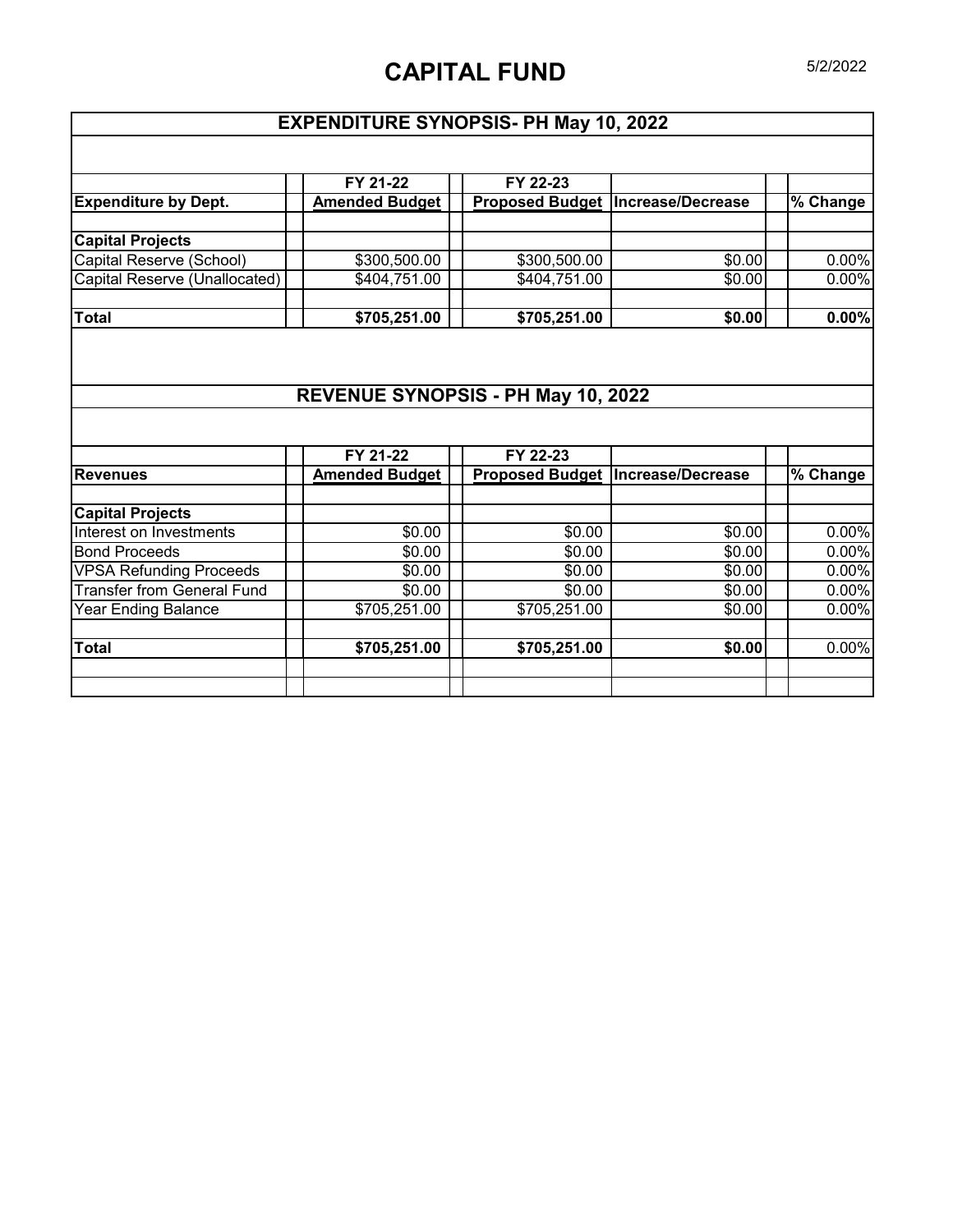# CAPITAL FUND

5/2/2022

## EXPENDITURE SYNOPSIS- PH May 10, 2022

| Expenditure by Dept. | FY 21-22 Amended Budget | FY 22-23 Proposed Budget | Increase/Decrease | % Change |
|---|---|---|---|---|
| **Capital Projects** | | | | |
| Capital Reserve (School) | $300,500.00 | $300,500.00 | $0.00 | 0.00% |
| Capital Reserve (Unallocated) | $404,751.00 | $404,751.00 | $0.00 | 0.00% |
| **Total** | **$705,251.00** | **$705,251.00** | **$0.00** | **0.00%** |

## REVENUE SYNOPSIS - PH May 10, 2022

| Revenues | FY 21-22 Amended Budget | FY 22-23 Proposed Budget | Increase/Decrease | % Change |
|---|---|---|---|---|
| **Capital Projects** | | | | |
| Interest on Investments | $0.00 | $0.00 | $0.00 | 0.00% |
| Bond Proceeds | $0.00 | $0.00 | $0.00 | 0.00% |
| VPSA Refunding Proceeds | $0.00 | $0.00 | $0.00 | 0.00% |
| Transfer from General Fund | $0.00 | $0.00 | $0.00 | 0.00% |
| Year Ending Balance | $705,251.00 | $705,251.00 | $0.00 | 0.00% |
| **Total** | **$705,251.00** | **$705,251.00** | **$0.00** | 0.00% |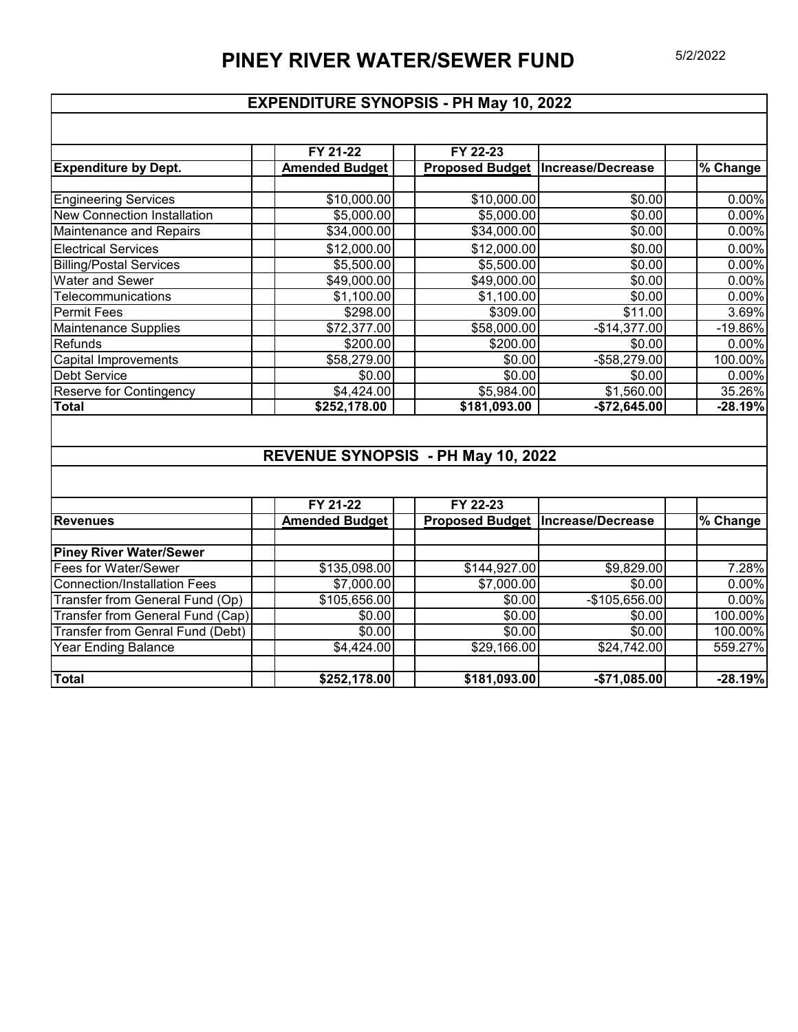# PINEY RIVER WATER/SEWER FUND

5/2/2022

## EXPENDITURE SYNOPSIS - PH May 10, 2022

| Expenditure by Dept. | FY 21-22 Amended Budget | FY 22-23 Proposed Budget | Increase/Decrease | % Change |
|---|---|---|---|---|
| Engineering Services | $10,000.00 | $10,000.00 | $0.00 | 0.00% |
| New Connection Installation | $5,000.00 | $5,000.00 | $0.00 | 0.00% |
| Maintenance and Repairs | $34,000.00 | $34,000.00 | $0.00 | 0.00% |
| Electrical Services | $12,000.00 | $12,000.00 | $0.00 | 0.00% |
| Billing/Postal Services | $5,500.00 | $5,500.00 | $0.00 | 0.00% |
| Water and Sewer | $49,000.00 | $49,000.00 | $0.00 | 0.00% |
| Telecommunications | $1,100.00 | $1,100.00 | $0.00 | 0.00% |
| Permit Fees | $298.00 | $309.00 | $11.00 | 3.69% |
| Maintenance Supplies | $72,377.00 | $58,000.00 | -$14,377.00 | -19.86% |
| Refunds | $200.00 | $200.00 | $0.00 | 0.00% |
| Capital Improvements | $58,279.00 | $0.00 | -$58,279.00 | 100.00% |
| Debt Service | $0.00 | $0.00 | $0.00 | 0.00% |
| Reserve for Contingency | $4,424.00 | $5,984.00 | $1,560.00 | 35.26% |
| **Total** | **$252,178.00** | **$181,093.00** | **-$72,645.00** | **-28.19%** |

## REVENUE SYNOPSIS - PH May 10, 2022

| Revenues | FY 21-22 Amended Budget | FY 22-23 Proposed Budget | Increase/Decrease | % Change |
|---|---|---|---|---|
| **Piney River Water/Sewer** | | | | |
| Fees for Water/Sewer | $135,098.00 | $144,927.00 | $9,829.00 | 7.28% |
| Connection/Installation Fees | $7,000.00 | $7,000.00 | $0.00 | 0.00% |
| Transfer from General Fund (Op) | $105,656.00 | $0.00 | -$105,656.00 | 0.00% |
| Transfer from General Fund (Cap) | $0.00 | $0.00 | $0.00 | 100.00% |
| Transfer from Genral Fund (Debt) | $0.00 | $0.00 | $0.00 | 100.00% |
| Year Ending Balance | $4,424.00 | $29,166.00 | $24,742.00 | 559.27% |
| **Total** | **$252,178.00** | **$181,093.00** | **-$71,085.00** | **-28.19%** |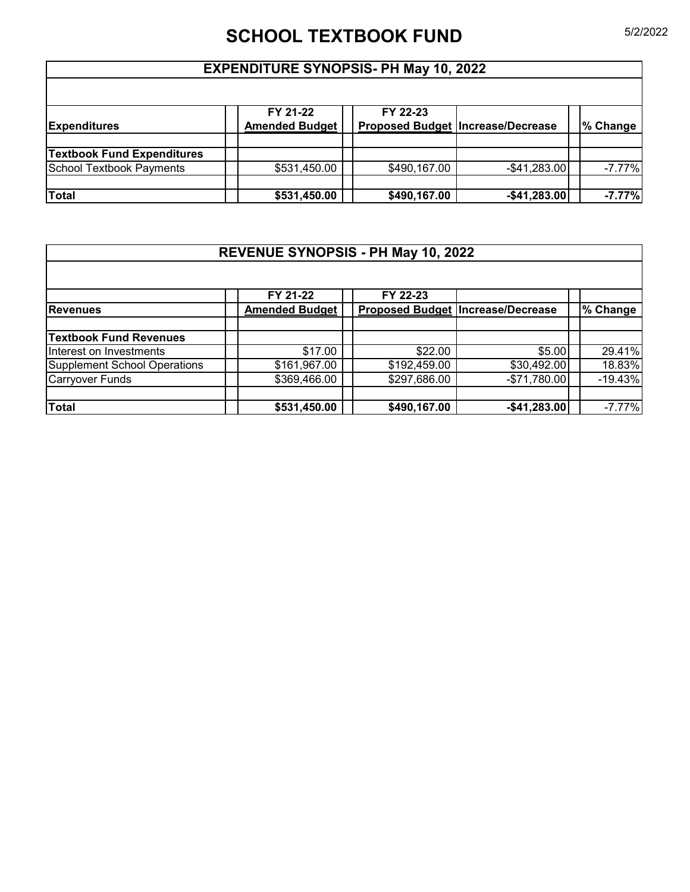# SCHOOL TEXTBOOK FUND

5/2/2022

## EXPENDITURE SYNOPSIS- PH May 10, 2022

| Expenditures | FY 21-22 Amended Budget | FY 22-23 Proposed Budget | Increase/Decrease | % Change |
|---|---|---|---|---|
| **Textbook Fund Expenditures** | | | | |
| School Textbook Payments | $531,450.00 | $490,167.00 | -$41,283.00 | -7.77% |
| **Total** | **$531,450.00** | **$490,167.00** | **-$41,283.00** | **-7.77%** |

## REVENUE SYNOPSIS - PH May 10, 2022

| Revenues | FY 21-22 Amended Budget | FY 22-23 Proposed Budget | Increase/Decrease | % Change |
|---|---|---|---|---|
| **Textbook Fund Revenues** | | | | |
| Interest on Investments | $17.00 | $22.00 | $5.00 | 29.41% |
| Supplement School Operations | $161,967.00 | $192,459.00 | $30,492.00 | 18.83% |
| Carryover Funds | $369,466.00 | $297,686.00 | -$71,780.00 | -19.43% |
| **Total** | **$531,450.00** | **$490,167.00** | **-$41,283.00** | -7.77% |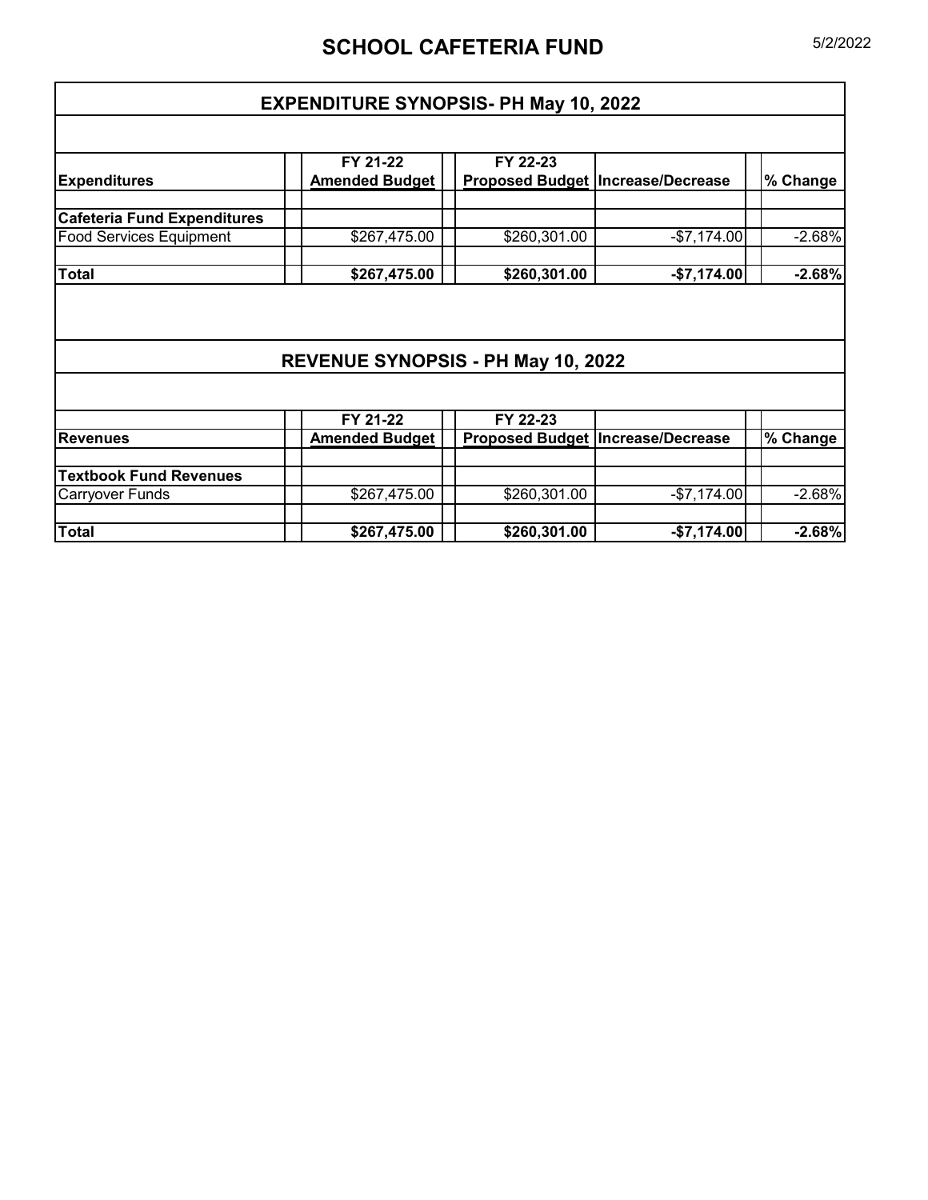# SCHOOL CAFETERIA FUND

5/2/2022

## EXPENDITURE SYNOPSIS- PH May 10, 2022

| Expenditures | FY 21-22 Amended Budget | FY 22-23 Proposed Budget | Increase/Decrease | % Change |
|---|---|---|---|---|
| **Cafeteria Fund Expenditures** | | | | |
| Food Services Equipment | $267,475.00 | $260,301.00 | -$7,174.00 | -2.68% |
| **Total** | **$267,475.00** | **$260,301.00** | **-$7,174.00** | **-2.68%** |

## REVENUE SYNOPSIS - PH May 10, 2022

| Revenues | FY 21-22 Amended Budget | FY 22-23 Proposed Budget | Increase/Decrease | % Change |
|---|---|---|---|---|
| **Textbook Fund Revenues** | | | | |
| Carryover Funds | $267,475.00 | $260,301.00 | -$7,174.00 | -2.68% |
| **Total** | **$267,475.00** | **$260,301.00** | **-$7,174.00** | **-2.68%** |